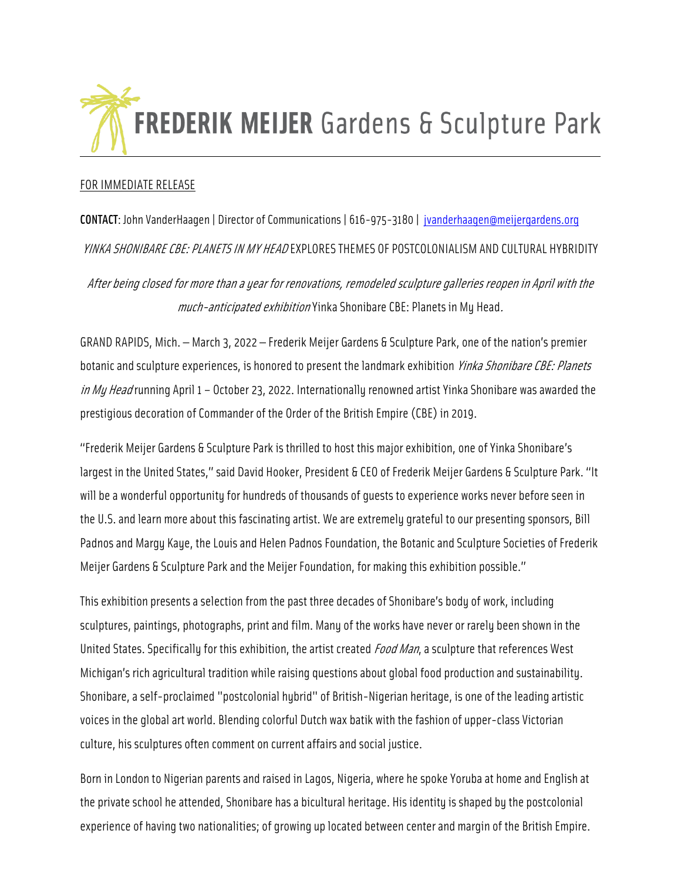# FREDERIK MEIJER Gardens & Sculpture Park

FOR IMMEDIATE RELEASE

**CONTACT**: John VanderHaagen | Director of Communications | 616-975-3180 | jvanderhaagen@meijergardens.org

## *YINKA SHONIBARE CBE: PLANETS IN MY HEAD* EXPLORES THEMES OF POSTCOLONIALISM AND CULTURAL HYBRIDITY

*After being closed for more than a year for renovations, remodeled sculpture galleries reopen in April with the much-anticipated exhibition* Yinka Shonibare CBE: Planets in My Head*.*

GRAND RAPIDS, Mich. – March 3, 2022 – Frederik Meijer Gardens & Sculpture Park, one of the nation's premier botanic and sculpture experiences, is honored to present the landmark exhibition *Yinka Shonibare CBE: Planets in My Head* running April 1 – October 23, 2022. Internationally renowned artist Yinka Shonibare was awarded the prestigious decoration of Commander of the Order of the British Empire (CBE) in 2019.

"Frederik Meijer Gardens & Sculpture Park is thrilled to host this major exhibition, one of Yinka Shonibare's largest in the United States," said David Hooker, President & CEO of Frederik Meijer Gardens & Sculpture Park. "It will be a wonderful opportunity for hundreds of thousands of guests to experience works never before seen in the U.S. and learn more about this fascinating artist. We are extremely grateful to our presenting sponsors, Bill Padnos and Margy Kaye, the Louis and Helen Padnos Foundation, the Botanic and Sculpture Societies of Frederik Meijer Gardens & Sculpture Park and the Meijer Foundation, for making this exhibition possible."

This exhibition presents a selection from the past three decades of Shonibare's body of work, including sculptures, paintings, photographs, print and film. Many of the works have never or rarely been shown in the United States. Specifically for this exhibition, the artist created *Food Man*, a sculpture that references West Michigan's rich agricultural tradition while raising questions about global food production and sustainability. Shonibare, a self-proclaimed "postcolonial hybrid" of British-Nigerian heritage, is one of the leading artistic voices in the global art world. Blending colorful Dutch wax batik with the fashion of upper-class Victorian culture, his sculptures often comment on current affairs and social justice.

Born in London to Nigerian parents and raised in Lagos, Nigeria, where he spoke Yoruba at home and English at the private school he attended, Shonibare has a bicultural heritage. His identity is shaped by the postcolonial experience of having two nationalities; of growing up located between center and margin of the British Empire.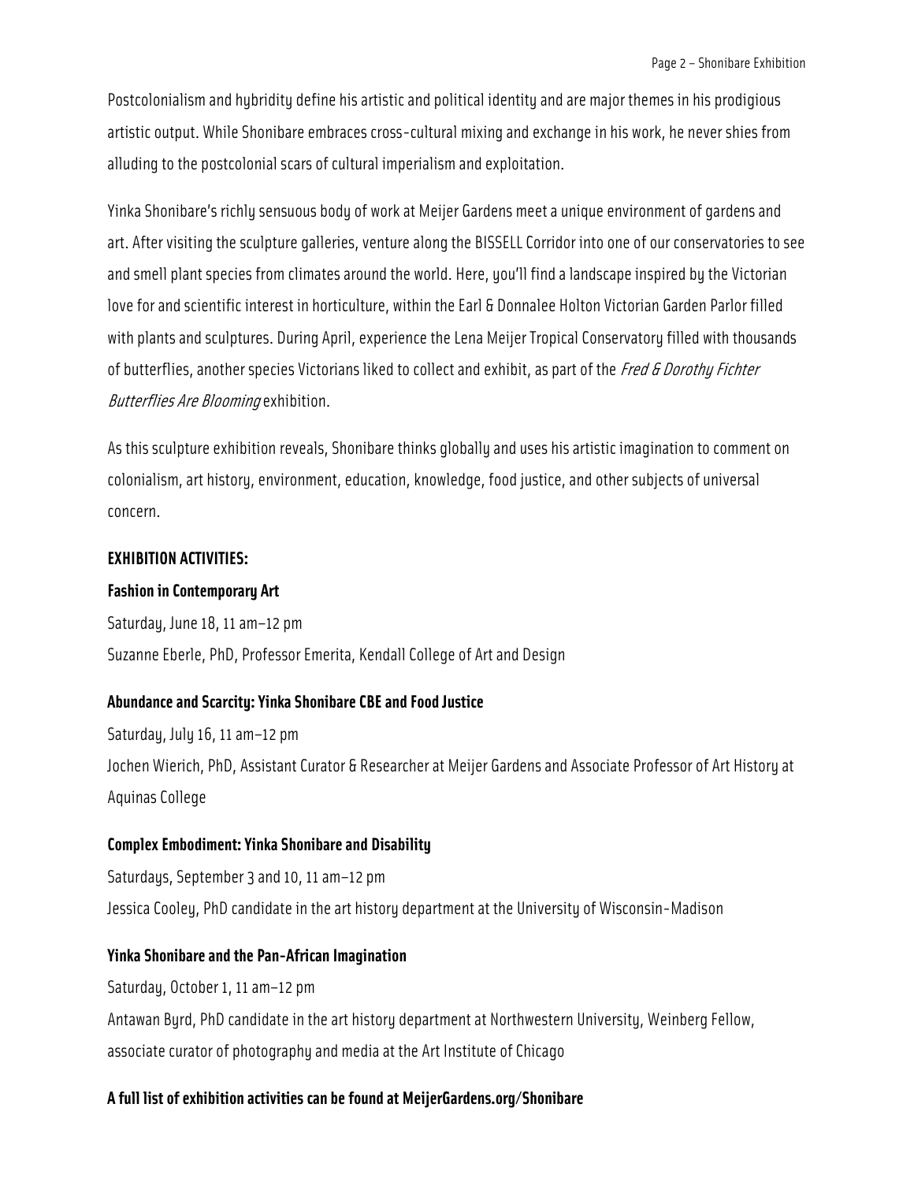Postcolonialism and hybridity define his artistic and political identity and are major themes in his prodigious artistic output. While Shonibare embraces cross-cultural mixing and exchange in his work, he never shies from alluding to the postcolonial scars of cultural imperialism and exploitation.

Yinka Shonibare's richly sensuous body of work at Meijer Gardens meet a unique environment of gardens and art. After visiting the sculpture galleries, venture along the BISSELL Corridor into one of our conservatories to see and smell plant species from climates around the world. Here, you'll find a landscape inspired by the Victorian love for and scientific interest in horticulture, within the Earl & Donnalee Holton Victorian Garden Parlor filled with plants and sculptures. During April, experience the Lena Meijer Tropical Conservatory filled with thousands of butterflies, another species Victorians liked to collect and exhibit, as part of the *Fred & Dorothy Fichter Butterflies Are Blooming* exhibition.

As this sculpture exhibition reveals, Shonibare thinks globally and uses his artistic imagination to comment on colonialism, art history, environment, education, knowledge, food justice, and other subjects of universal concern.

**EXHIBITION ACTIVITIES:**

**Fashion in Contemporary Art**

Saturday, June 18, 11 am–12 pm

Suzanne Eberle, PhD, Professor Emerita, Kendall College of Art and Design

**Abundance and Scarcity: Yinka Shonibare CBE and Food Justice**

Saturday, July 16, 11 am–12 pm

Jochen Wierich, PhD, Assistant Curator & Researcher at Meijer Gardens and Associate Professor of Art History at Aquinas College

**Complex Embodiment: Yinka Shonibare and Disability**

Saturdays, September 3 and 10, 11 am–12 pm

Jessica Cooley, PhD candidate in the art history department at the University of Wisconsin-Madison

**Yinka Shonibare and the Pan-African Imagination**

Saturday, October 1, 11 am–12 pm

Antawan Byrd, PhD candidate in the art history department at Northwestern University, Weinberg Fellow, associate curator of photography and media at the Art Institute of Chicago

**A full list of exhibition activities can be found at MeijerGardens.org/Shonibare**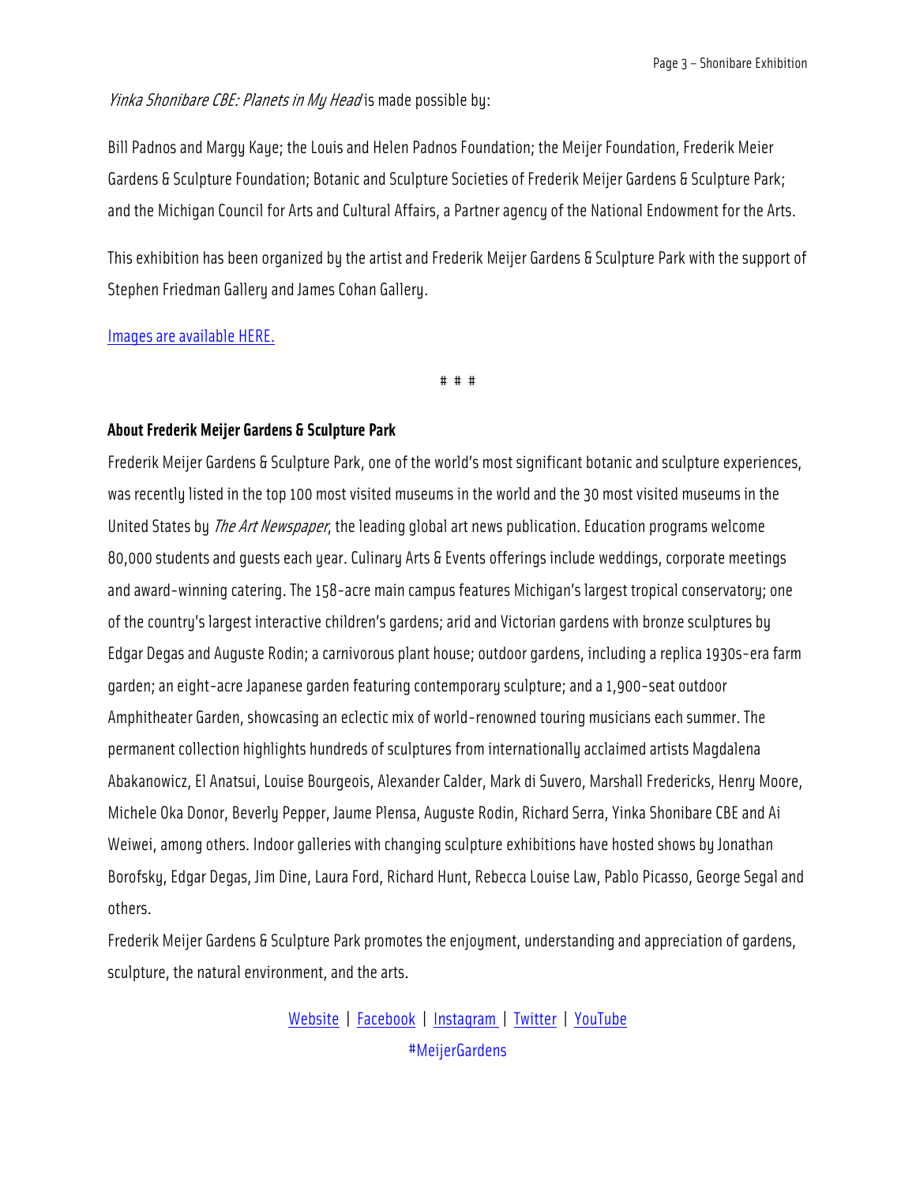*Yinka Shonibare CBE: Planets in My Head* is made possible by:

Bill Padnos and Margy Kaye; the Louis and Helen Padnos Foundation; the Meijer Foundation, Frederik Meier Gardens & Sculpture Foundation; Botanic and Sculpture Societies of Frederik Meijer Gardens & Sculpture Park; and the Michigan Council for Arts and Cultural Affairs, a Partner agency of the National Endowment for the Arts.

This exhibition has been organized by the artist and Frederik Meijer Gardens & Sculpture Park with the support of Stephen Friedman Gallery and James Cohan Gallery.

Images are available HERE.

# # #

**About Frederik Meijer Gardens & Sculpture Park**

Frederik Meijer Gardens & Sculpture Park, one of the world's most significant botanic and sculpture experiences, was recently listed in the top 100 most visited museums in the world and the 30 most visited museums in the United States by *The Art Newspaper*, the leading global art news publication. Education programs welcome 80,000 students and guests each year. Culinary Arts & Events offerings include weddings, corporate meetings and award-winning catering. The 158-acre main campus features Michigan's largest tropical conservatory; one of the country's largest interactive children's gardens; arid and Victorian gardens with bronze sculptures by Edgar Degas and Auguste Rodin; a carnivorous plant house; outdoor gardens, including a replica 1930s-era farm garden; an eight-acre Japanese garden featuring contemporary sculpture; and a 1,900-seat outdoor Amphitheater Garden, showcasing an eclectic mix of world-renowned touring musicians each summer. The permanent collection highlights hundreds of sculptures from internationally acclaimed artists Magdalena Abakanowicz, El Anatsui, Louise Bourgeois, Alexander Calder, Mark di Suvero, Marshall Fredericks, Henry Moore, Michele Oka Donor, Beverly Pepper, Jaume Plensa, Auguste Rodin, Richard Serra, Yinka Shonibare CBE and Ai Weiwei, among others. Indoor galleries with changing sculpture exhibitions have hosted shows by Jonathan Borofsky, Edgar Degas, Jim Dine, Laura Ford, Richard Hunt, Rebecca Louise Law, Pablo Picasso, George Segal and others.

Frederik Meijer Gardens & Sculpture Park promotes the enjoyment, understanding and appreciation of gardens, sculpture, the natural environment, and the arts.

Website | Facebook | Instagram | Twitter | YouTube

#MeijerGardens